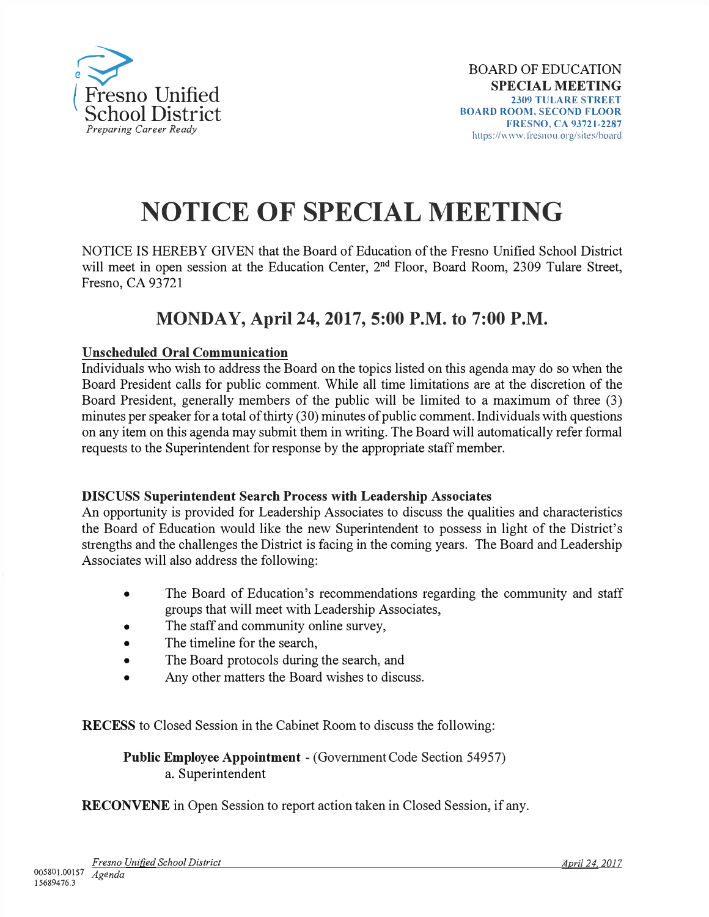Fresno Unified School District
*Preparing Career Ready*

BOARD OF EDUCATION
**SPECIAL MEETING**
**2309 TULARE STREET**
**BOARD ROOM, SECOND FLOOR**
**FRESNO, CA 93721-2287**
https://www.fresnou.org/sites/board

# NOTICE OF SPECIAL MEETING

NOTICE IS HEREBY GIVEN that the Board of Education of the Fresno Unified School District will meet in open session at the Education Center, 2nd Floor, Board Room, 2309 Tulare Street, Fresno, CA 93721

## MONDAY, April 24, 2017, 5:00 P.M. to 7:00 P.M.

**Unscheduled Oral Communication**
Individuals who wish to address the Board on the topics listed on this agenda may do so when the Board President calls for public comment. While all time limitations are at the discretion of the Board President, generally members of the public will be limited to a maximum of three (3) minutes per speaker for a total of thirty (30) minutes of public comment. Individuals with questions on any item on this agenda may submit them in writing. The Board will automatically refer formal requests to the Superintendent for response by the appropriate staff member.

**DISCUSS Superintendent Search Process with Leadership Associates**
An opportunity is provided for Leadership Associates to discuss the qualities and characteristics the Board of Education would like the new Superintendent to possess in light of the District's strengths and the challenges the District is facing in the coming years. The Board and Leadership Associates will also address the following:

- The Board of Education's recommendations regarding the community and staff groups that will meet with Leadership Associates,
- The staff and community online survey,
- The timeline for the search,
- The Board protocols during the search, and
- Any other matters the Board wishes to discuss.

**RECESS** to Closed Session in the Cabinet Room to discuss the following:

**Public Employee Appointment** - (Government Code Section 54957)
a. Superintendent

**RECONVENE** in Open Session to report action taken in Closed Session, if any.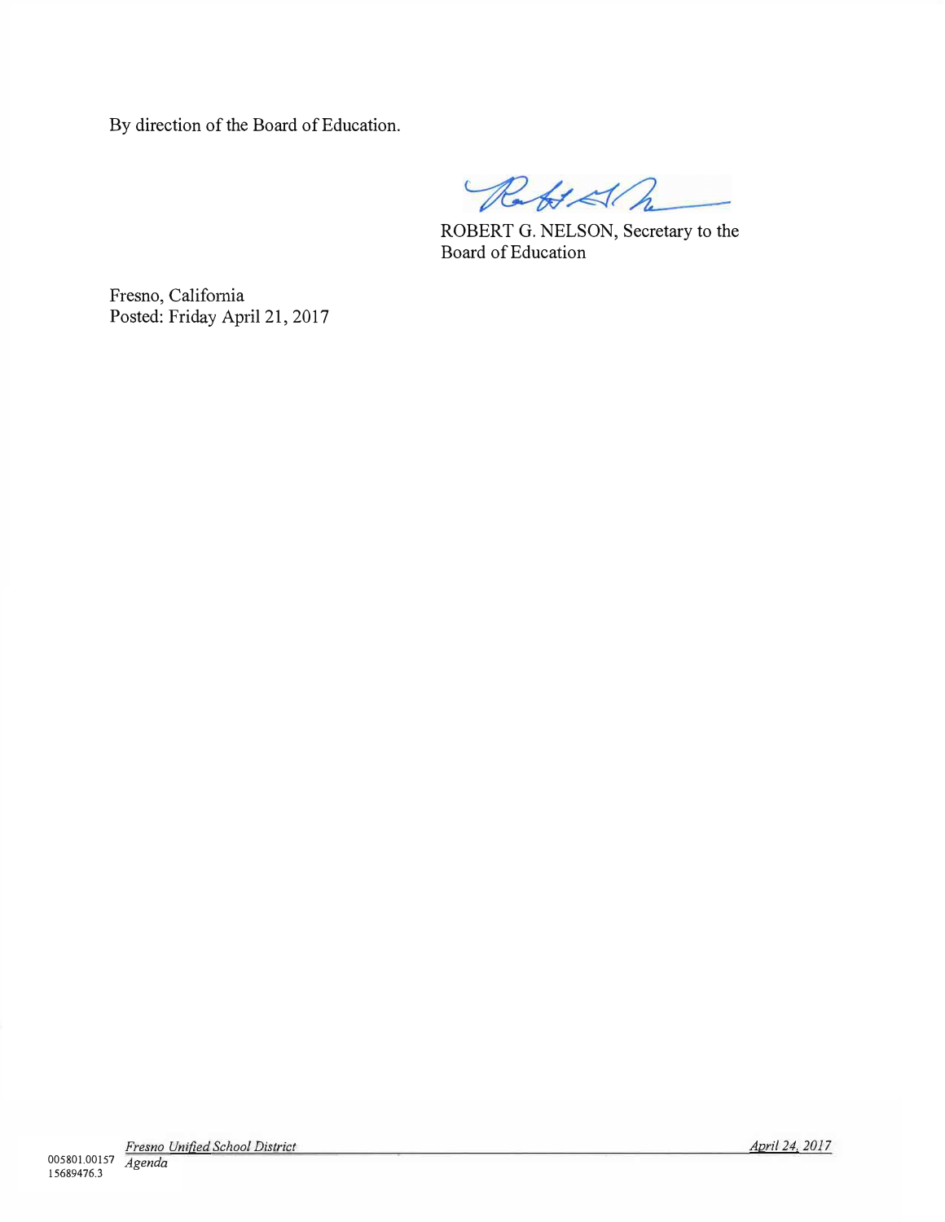By direction of the Board of Education.

ROBERT G. NELSON, Secretary to the Board of Education

Fresno, California
Posted: Friday April 21, 2017